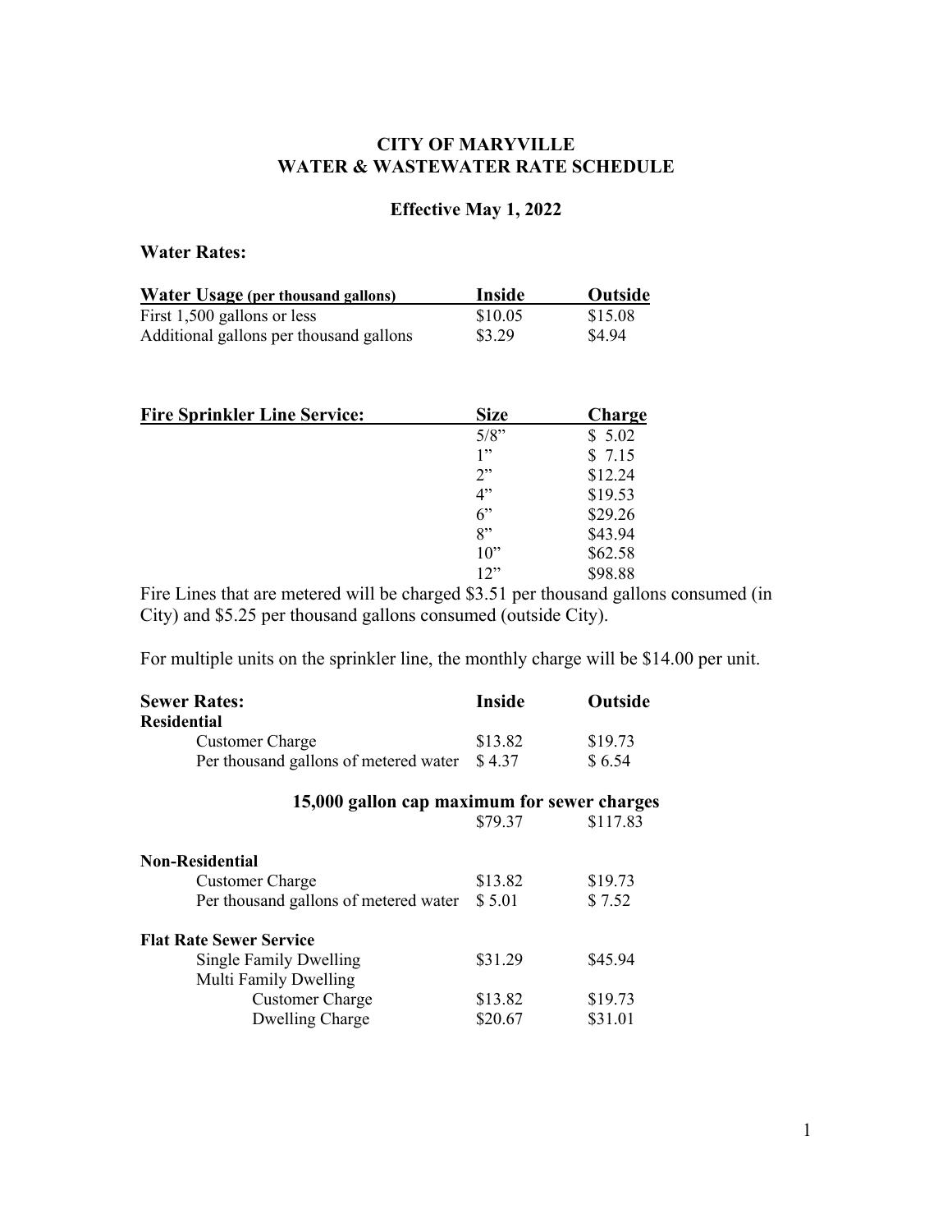# CITY OF MARYVILLE
# WATER & WASTEWATER RATE SCHEDULE

## Effective May 1, 2022

### Water Rates:

| Water Usage (per thousand gallons) | Inside | Outside |
|---|---|---|
| First 1,500 gallons or less | $10.05 | $15.08 |
| Additional gallons per thousand gallons | $3.29 | $4.94 |

| Fire Sprinkler Line Service: | Size | Charge |
|---|---|---|
| | 5/8" | $ 5.02 |
| | 1" | $ 7.15 |
| | 2" | $12.24 |
| | 4" | $19.53 |
| | 6" | $29.26 |
| | 8" | $43.94 |
| | 10" | $62.58 |
| | 12" | $98.88 |

Fire Lines that are metered will be charged $3.51 per thousand gallons consumed (in City) and $5.25 per thousand gallons consumed (outside City).

For multiple units on the sprinkler line, the monthly charge will be $14.00 per unit.

| Sewer Rates: | Inside | Outside |
|---|---|---|
| **Residential** | | |
| Customer Charge | $13.82 | $19.73 |
| Per thousand gallons of metered water | $ 4.37 | $ 6.54 |
| **15,000 gallon cap maximum for sewer charges** | $79.37 | $117.83 |
| **Non-Residential** | | |
| Customer Charge | $13.82 | $19.73 |
| Per thousand gallons of metered water | $ 5.01 | $ 7.52 |
| **Flat Rate Sewer Service** | | |
| Single Family Dwelling | $31.29 | $45.94 |
| Multi Family Dwelling | | |
| Customer Charge | $13.82 | $19.73 |
| Dwelling Charge | $20.67 | $31.01 |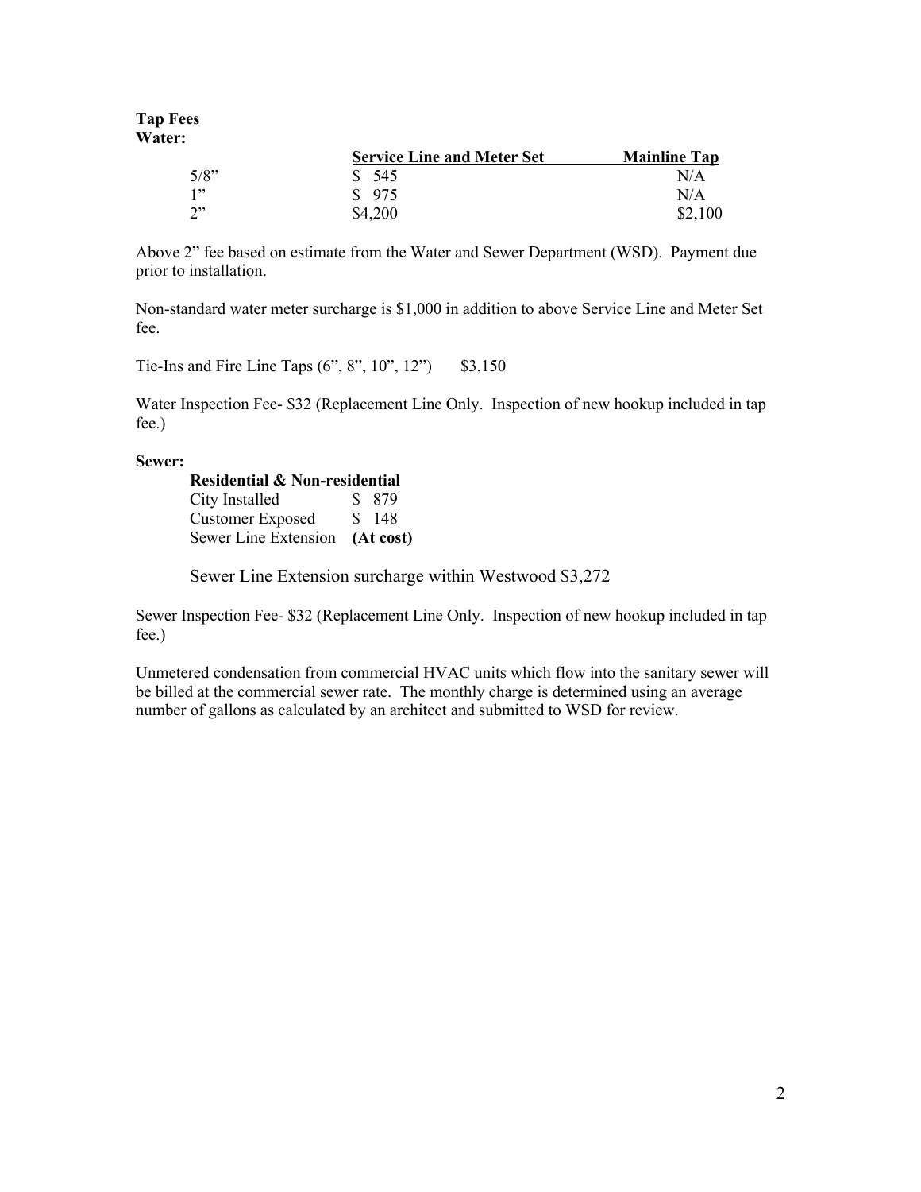**Tap Fees**
**Water:**

| | Service Line and Meter Set | Mainline Tap |
|---|---|---|
| 5/8" | $ 545 | N/A |
| 1" | $ 975 | N/A |
| 2" | $4,200 | $2,100 |

Above 2" fee based on estimate from the Water and Sewer Department (WSD). Payment due prior to installation.

Non-standard water meter surcharge is $1,000 in addition to above Service Line and Meter Set fee.

Tie-Ins and Fire Line Taps (6", 8", 10", 12") $3,150

Water Inspection Fee- $32 (Replacement Line Only. Inspection of new hookup included in tap fee.)

**Sewer:**

| **Residential & Non-residential** | |
|---|---|
| City Installed | $ 879 |
| Customer Exposed | $ 148 |
| Sewer Line Extension | **(At cost)** |

Sewer Line Extension surcharge within Westwood $3,272

Sewer Inspection Fee- $32 (Replacement Line Only. Inspection of new hookup included in tap fee.)

Unmetered condensation from commercial HVAC units which flow into the sanitary sewer will be billed at the commercial sewer rate. The monthly charge is determined using an average number of gallons as calculated by an architect and submitted to WSD for review.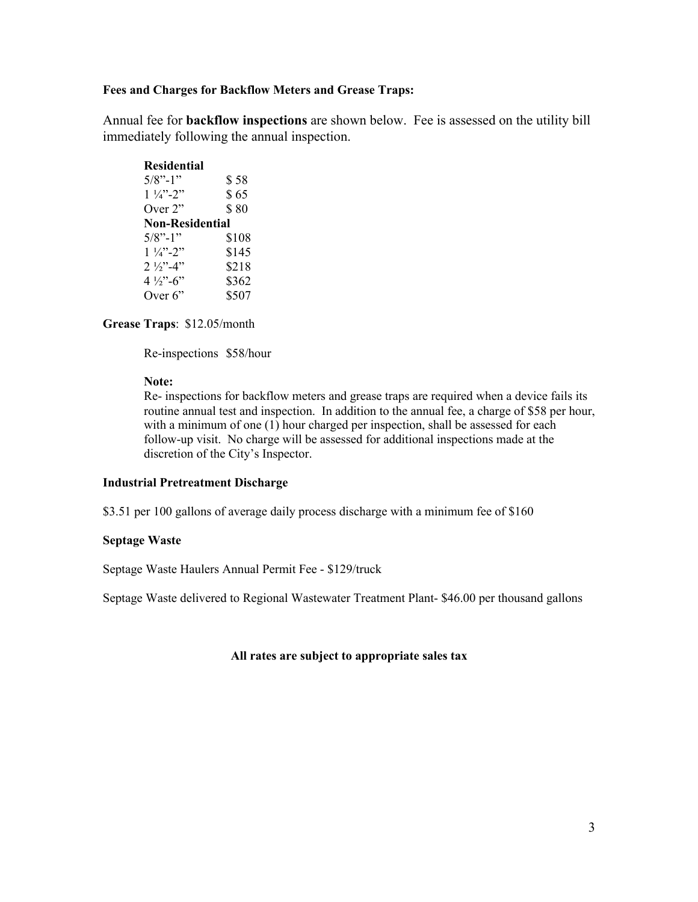**Fees and Charges for Backflow Meters and Grease Traps:**

Annual fee for **backflow inspections** are shown below. Fee is assessed on the utility bill immediately following the annual inspection.

| | |
|---|---|
| **Residential** | |
| 5/8"-1" | $ 58 |
| 1 ¼"-2" | $ 65 |
| Over 2" | $ 80 |
| **Non-Residential** | |
| 5/8"-1" | $108 |
| 1 ¼"-2" | $145 |
| 2 ½"-4" | $218 |
| 4 ½"-6" | $362 |
| Over 6" | $507 |

**Grease Traps**: $12.05/month

Re-inspections $58/hour

**Note:**
Re- inspections for backflow meters and grease traps are required when a device fails its routine annual test and inspection. In addition to the annual fee, a charge of $58 per hour, with a minimum of one (1) hour charged per inspection, shall be assessed for each follow-up visit. No charge will be assessed for additional inspections made at the discretion of the City's Inspector.

**Industrial Pretreatment Discharge**

$3.51 per 100 gallons of average daily process discharge with a minimum fee of $160

**Septage Waste**

Septage Waste Haulers Annual Permit Fee - $129/truck

Septage Waste delivered to Regional Wastewater Treatment Plant- $46.00 per thousand gallons

**All rates are subject to appropriate sales tax**